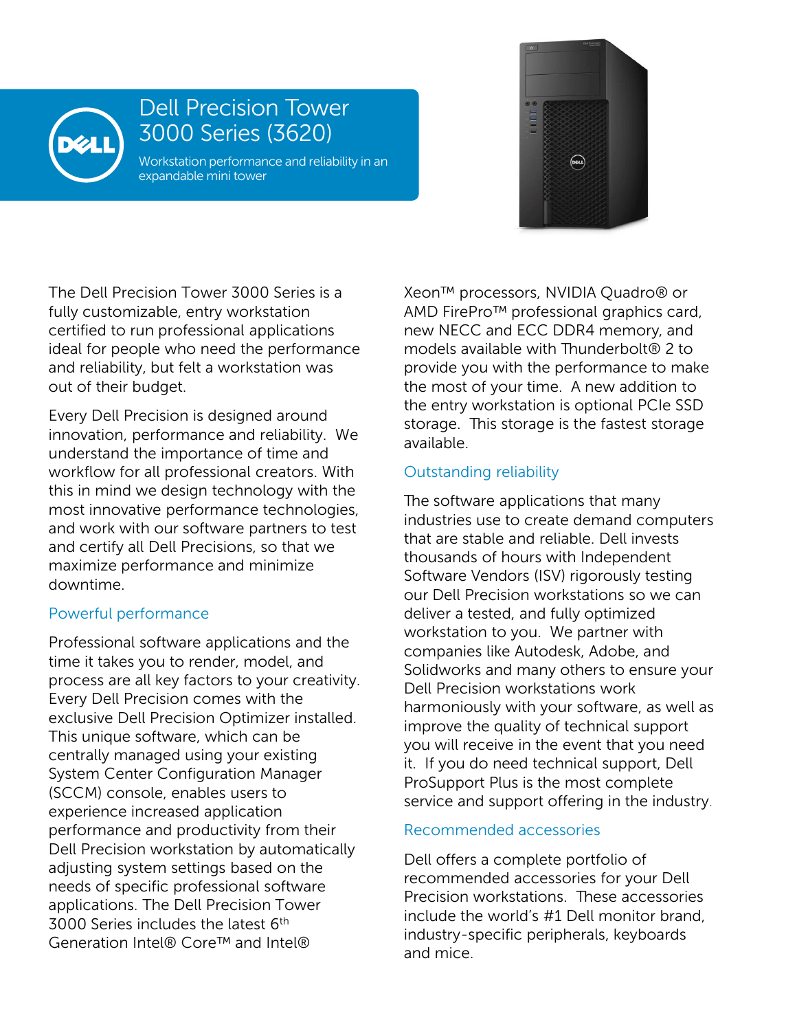# Dell Precision Tower 3000 Series (3620)

Workstation performance and reliability in an expandable mini tower

The Dell Precision Tower 3000 Series is a fully customizable, entry workstation certified to run professional applications ideal for people who need the performance and reliability, but felt a workstation was out of their budget.

Every Dell Precision is designed around innovation, performance and reliability. We understand the importance of time and workflow for all professional creators. With this in mind we design technology with the most innovative performance technologies, and work with our software partners to test and certify all Dell Precisions, so that we maximize performance and minimize downtime.

## Powerful performance

Professional software applications and the time it takes you to render, model, and process are all key factors to your creativity. Every Dell Precision comes with the exclusive Dell Precision Optimizer installed. This unique software, which can be centrally managed using your existing System Center Configuration Manager (SCCM) console, enables users to experience increased application performance and productivity from their Dell Precision workstation by automatically adjusting system settings based on the needs of specific professional software applications. The Dell Precision Tower 3000 Series includes the latest 6th Generation Intel® Core™ and Intel® Xeon™ processors, NVIDIA Quadro® or AMD FirePro™ professional graphics card, new NECC and ECC DDR4 memory, and models available with Thunderbolt® 2 to provide you with the performance to make the most of your time. A new addition to the entry workstation is optional PCIe SSD storage. This storage is the fastest storage available.

## Outstanding reliability

The software applications that many industries use to create demand computers that are stable and reliable. Dell invests thousands of hours with Independent Software Vendors (ISV) rigorously testing our Dell Precision workstations so we can deliver a tested, and fully optimized workstation to you. We partner with companies like Autodesk, Adobe, and Solidworks and many others to ensure your Dell Precision workstations work harmoniously with your software, as well as improve the quality of technical support you will receive in the event that you need it. If you do need technical support, Dell ProSupport Plus is the most complete service and support offering in the industry.

## Recommended accessories

Dell offers a complete portfolio of recommended accessories for your Dell Precision workstations. These accessories include the world's #1 Dell monitor brand, industry-specific peripherals, keyboards and mice.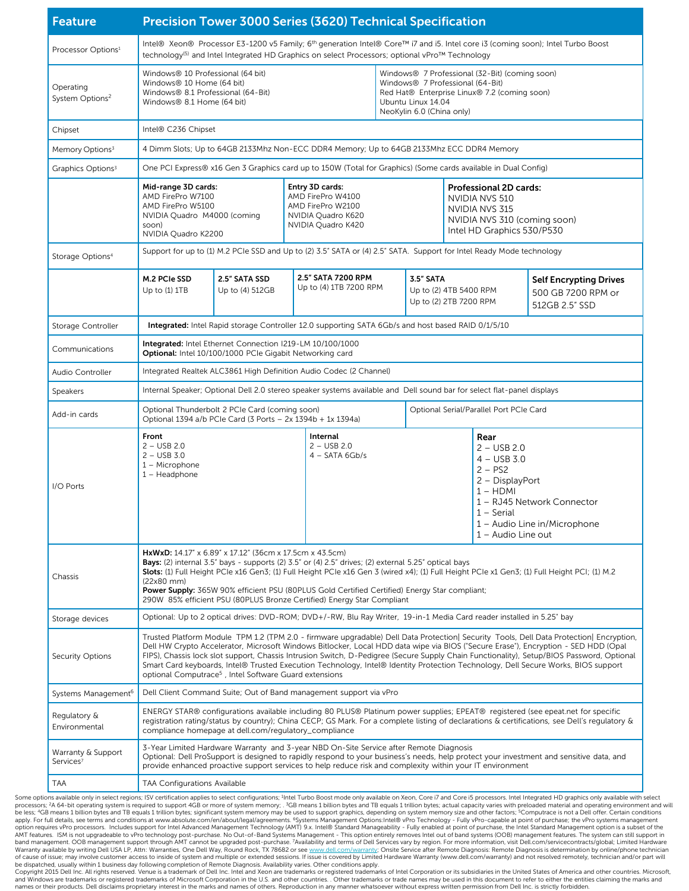| Feature | Precision Tower 3000 Series (3620) Technical Specification |
| --- | --- |
| Processor Options[1] | Intel® Xeon® Processor E3-1200 v5 Family; 6th generation Intel® Core™ i7 and i5. Intel core i3 (coming soon); Intel Turbo Boost technology[(5)] and Intel Integrated HD Graphics on select Processors; optional vPro™ Technology |
| Operating System Options[2] | Windows® 10 Professional (64 bit)<br>Windows® 10 Home (64 bit)<br>Windows® 8.1 Professional (64-Bit)<br>Windows® 8.1 Home (64 bit)<br>Windows® 7 Professional (32-Bit) (coming soon)<br>Windows® 7 Professional (64-Bit)<br>Red Hat® Enterprise Linux® 7.2 (coming soon)<br>Ubuntu Linux 14.04<br>NeoKylin 6.0 (China only) |
| Chipset | Intel® C236 Chipset |
| Memory Options[3] | 4 Dimm Slots; Up to 64GB 2133Mhz Non-ECC DDR4 Memory; Up to 64GB 2133Mhz ECC DDR4 Memory |
| Graphics Options[3] | One PCI Express® x16 Gen 3 Graphics card up to 150W (Total for Graphics) (Some cards available in Dual Config) |
| | **Mid-range 3D cards:** AMD FirePro W7100, AMD FirePro W5100, NVIDIA Quadro M4000 (coming soon), NVIDIA Quadro K2200<br>**Entry 3D cards:** AMD FirePro W4100, AMD FirePro W2100, NVIDIA Quadro K620, NVIDIA Quadro K420<br>**Professional 2D cards:** NVIDIA NVS 510, NVIDIA NVS 315, NVIDIA NVS 310 (coming soon), Intel HD Graphics 530/P530 |
| Storage Options[4] | Support for up to (1) M.2 PCIe SSD and Up to (2) 3.5" SATA or (4) 2.5" SATA. Support for Intel Ready Mode technology |
| | **M.2 PCIe SSD:** Up to (1) 1TB<br>**2.5" SATA SSD:** Up to (4) 512GB<br>**2.5" SATA 7200 RPM:** Up to (4) 1TB 7200 RPM<br>**3.5" SATA:** Up to (2) 4TB 5400 RPM; Up to (2) 2TB 7200 RPM<br>**Self Encrypting Drives:** 500 GB 7200 RPM or 512GB 2.5" SSD |
| Storage Controller | **Integrated:** Intel Rapid storage Controller 12.0 supporting SATA 6Gb/s and host based RAID 0/1/5/10 |
| Communications | **Integrated:** Intel Ethernet Connection I219-LM 10/100/1000<br>**Optional:** Intel 10/100/1000 PCIe Gigabit Networking card |
| Audio Controller | Integrated Realtek ALC3861 High Definition Audio Codec (2 Channel) |
| Speakers | Internal Speaker; Optional Dell 2.0 stereo speaker systems available and Dell sound bar for select flat-panel displays |
| Add-in cards | Optional Thunderbolt 2 PCIe Card (coming soon)<br>Optional 1394 a/b PCIe Card (3 Ports – 2x 1394b + 1x 1394a)<br>Optional Serial/Parallel Port PCIe Card |
| I/O Ports | **Front:** 2 – USB 2.0; 2 – USB 3.0; 1 – Microphone; 1 – Headphone<br>**Internal:** 2 – USB 2.0; 4 – SATA 6Gb/s<br>**Rear:** 2 – USB 2.0; 4 – USB 3.0; 2 – PS2; 2 – DisplayPort; 1 – HDMI; 1 – RJ45 Network Connector; 1 – Serial; 1 – Audio Line in/Microphone; 1 – Audio Line out |
| Chassis | **HxWxD:** 14.17" x 6.89" x 17.12" (36cm x 17.5cm x 43.5cm)<br>**Bays:** (2) internal 3.5" bays - supports (2) 3.5" or (4) 2.5" drives; (2) external 5.25" optical bays<br>**Slots:** (1) Full Height PCIe x16 Gen3; (1) Full Height PCIe x16 Gen 3 (wired x4); (1) Full Height PCIe x1 Gen3; (1) Full Height PCI; (1) M.2 (22x80 mm)<br>**Power Supply:** 365W 90% efficient PSU (80PLUS Gold Certified Certified) Energy Star compliant; 290W 85% efficient PSU (80PLUS Bronze Certified) Energy Star Compliant |
| Storage devices | Optional: Up to 2 optical drives: DVD-ROM; DVD+/-RW, Blu Ray Writer, 19-in-1 Media Card reader installed in 5.25" bay |
| Security Options | Trusted Platform Module TPM 1.2 (TPM 2.0 - firmware upgradable) Dell Data Protection\| Security Tools, Dell Data Protection\| Encryption, Dell HW Crypto Accelerator, Microsoft Windows Bitlocker, Local HDD data wipe via BIOS ("Secure Erase"), Encryption - SED HDD (Opal FIPS), Chassis lock slot support, Chassis Intrusion Switch, D-Pedigree (Secure Supply Chain Functionality), Setup/BIOS Password, Optional Smart Card keyboards, Intel® Trusted Execution Technology, Intel® Identity Protection Technology, Dell Secure Works, BIOS support optional Computrace[5] , Intel Software Guard extensions |
| Systems Management[6] | Dell Client Command Suite; Out of Band management support via vPro |
| Regulatory & Environmental | ENERGY STAR® configurations available including 80 PLUS® Platinum power supplies; EPEAT® registered (see epeat.net for specific registration rating/status by country); China CECP; GS Mark. For a complete listing of declarations & certifications, see Dell's regulatory & compliance homepage at dell.com/regulatory_compliance |
| Warranty & Support Services[7] | 3-Year Limited Hardware Warranty and 3-year NBD On-Site Service after Remote Diagnosis<br>Optional: Dell ProSupport is designed to rapidly respond to your business's needs, help protect your investment and sensitive data, and provide enhanced proactive support services to help reduce risk and complexity within your IT environment |
| TAA | TAA Configurations Available |

Some options available only in select regions; ISV certification applies to select configurations; [1]Intel Turbo Boost mode only available on Xeon, Core i7 and Core i5 processors. Intel Integrated HD graphics only available with select processors; [2]A 64-bit operating system is required to support 4GB or more of system memory; . [3]GB means 1 billion bytes and TB equals 1 trillion bytes; actual capacity varies with preloaded material and operating environment and will be less; [4]GB means 1 billion bytes and TB equals 1 trillion bytes; significant system memory may be used to support graphics, depending on system memory size and other factors; [5]Computrace is not a Dell offer. Certain conditions apply. For full details, see terms and conditions at www.absolute.com/en/about/legal/agreements. [6]Systems Management Options:Intel® vPro Technology - Fully vPro-capable at point of purchase; the vPro systems management option requires vPro processors. Includes support for Intel Advanced Management Technology (AMT) 9.x. Intel® Standard Manageability - Fully enabled at point of purchase, the Intel Standard Management option is a subset of the AMT features. ISM is not upgradeable to vPro technology post-purchase. No Out-of-Band Systems Management - This option entirely removes Intel out of band systems (OOB) management features. The system can still support in band management. OOB management support through AMT cannot be upgraded post-purchase. [7]Availability and terms of Dell Services vary by region. For more information, visit Dell.com/servicecontracts/global; Limited Hardware Warranty available by writing Dell USA LP, Attn: Warranties, One Dell Way, Round Rock, TX 78682 or see www.dell.com/warranty; Onsite Service after Remote Diagnosis: Remote Diagnosis is determination by online/phone technician of cause of issue; may involve customer access to inside of system and multiple or extended sessions. If issue is covered by Limited Hardware Warranty (www.dell.com/warranty) and not resolved remotely, technician and/or part will be dispatched, usually within 1 business day following completion of Remote Diagnosis. Availability varies. Other conditions apply.

Copyright 2015 Dell Inc. All rights reserved. Venue is a trademark of Dell Inc. Intel and Xeon are trademarks or registered trademarks of Intel Corporation or its subsidiaries in the United States of America and other countries. Microsoft, and Windows are trademarks or registered trademarks of Microsoft Corporation in the U.S. and other countries. . Other trademarks or trade names may be used in this document to refer to either the entities claiming the marks and names or their products. Dell disclaims proprietary interest in the marks and names of others. Reproduction in any manner whatsoever without express written permission from Dell Inc. is strictly forbidden.